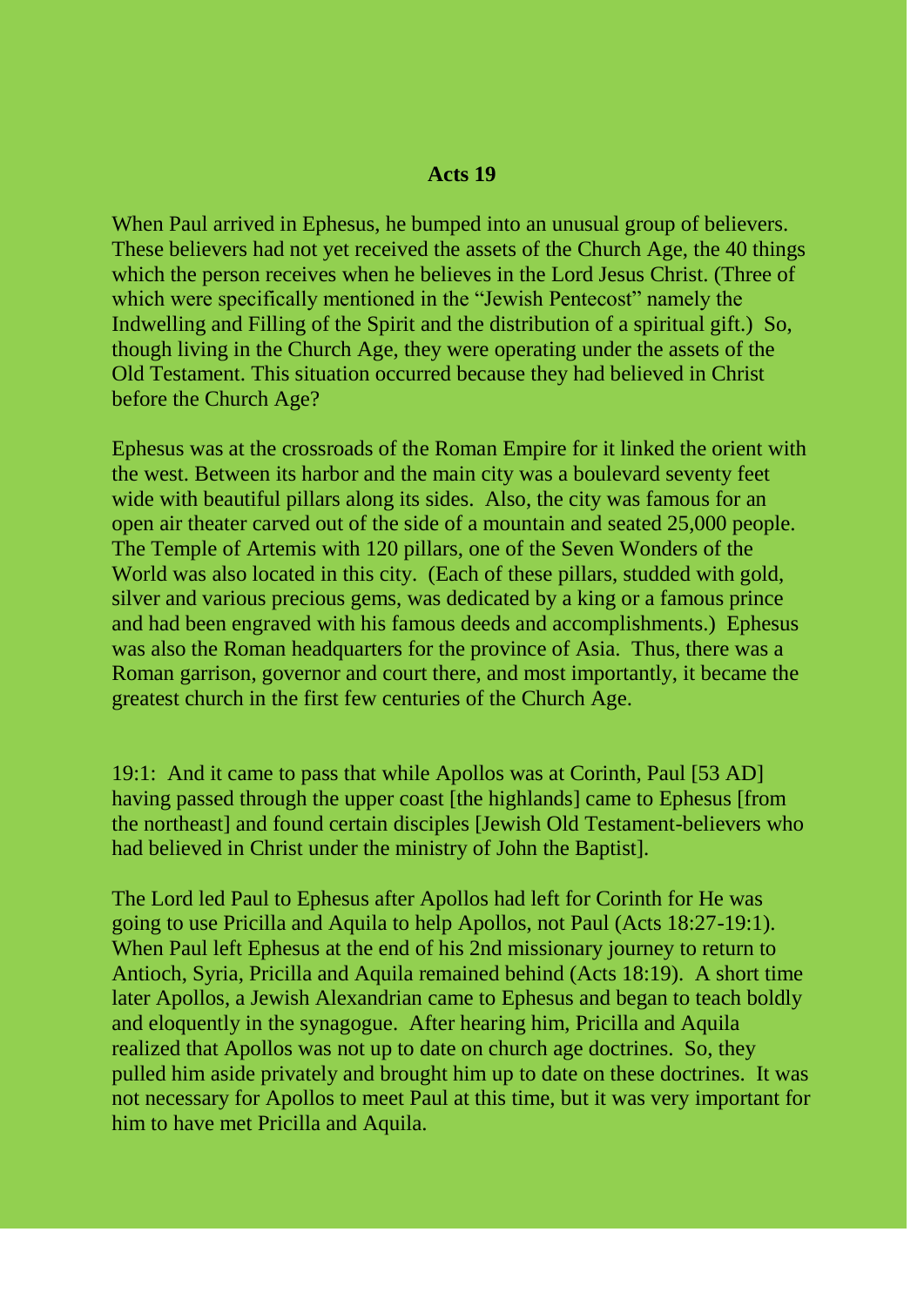# Acts 19

When Paul arrived in Ephesus, he bumped into an unusual group of believers. These believers had not yet received the assets of the Church Age, the 40 things which the person receives when he believes in the Lord Jesus Christ. (Three of which were specifically mentioned in the "Jewish Pentecost" namely the Indwelling and Filling of the Spirit and the distribution of a spiritual gift.) So, though living in the Church Age, they were operating under the assets of the Old Testament. This situation occurred because they had believed in Christ before the Church Age?

Ephesus was at the crossroads of the Roman Empire for it linked the orient with the west. Between its harbor and the main city was a boulevard seventy feet wide with beautiful pillars along its sides. Also, the city was famous for an open air theater carved out of the side of a mountain and seated 25,000 people. The Temple of Artemis with 120 pillars, one of the Seven Wonders of the World was also located in this city. (Each of these pillars, studded with gold, silver and various precious gems, was dedicated by a king or a famous prince and had been engraved with his famous deeds and accomplishments.) Ephesus was also the Roman headquarters for the province of Asia. Thus, there was a Roman garrison, governor and court there, and most importantly, it became the greatest church in the first few centuries of the Church Age.

19:1: And it came to pass that while Apollos was at Corinth, Paul [53 AD] having passed through the upper coast [the highlands] came to Ephesus [from the northeast] and found certain disciples [Jewish Old Testament-believers who had believed in Christ under the ministry of John the Baptist].

The Lord led Paul to Ephesus after Apollos had left for Corinth for He was going to use Pricilla and Aquila to help Apollos, not Paul (Acts 18:27-19:1). When Paul left Ephesus at the end of his 2nd missionary journey to return to Antioch, Syria, Pricilla and Aquila remained behind (Acts 18:19). A short time later Apollos, a Jewish Alexandrian came to Ephesus and began to teach boldly and eloquently in the synagogue. After hearing him, Pricilla and Aquila realized that Apollos was not up to date on church age doctrines. So, they pulled him aside privately and brought him up to date on these doctrines. It was not necessary for Apollos to meet Paul at this time, but it was very important for him to have met Pricilla and Aquila.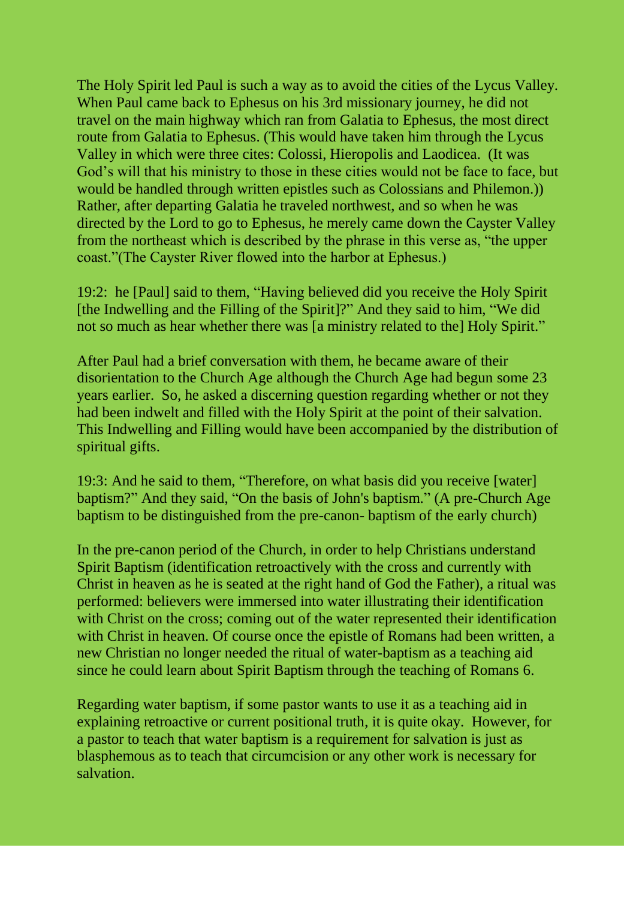The Holy Spirit led Paul is such a way as to avoid the cities of the Lycus Valley. When Paul came back to Ephesus on his 3rd missionary journey, he did not travel on the main highway which ran from Galatia to Ephesus, the most direct route from Galatia to Ephesus. (This would have taken him through the Lycus Valley in which were three cites: Colossi, Hieropolis and Laodicea. (It was God's will that his ministry to those in these cities would not be face to face, but would be handled through written epistles such as Colossians and Philemon.)) Rather, after departing Galatia he traveled northwest, and so when he was directed by the Lord to go to Ephesus, he merely came down the Cayster Valley from the northeast which is described by the phrase in this verse as, "the upper coast."(The Cayster River flowed into the harbor at Ephesus.)

19:2: he [Paul] said to them, "Having believed did you receive the Holy Spirit [the Indwelling and the Filling of the Spirit]?" And they said to him, "We did not so much as hear whether there was [a ministry related to the] Holy Spirit."

After Paul had a brief conversation with them, he became aware of their disorientation to the Church Age although the Church Age had begun some 23 years earlier. So, he asked a discerning question regarding whether or not they had been indwelt and filled with the Holy Spirit at the point of their salvation. This Indwelling and Filling would have been accompanied by the distribution of spiritual gifts.

19:3: And he said to them, "Therefore, on what basis did you receive [water] baptism?" And they said, "On the basis of John's baptism." (A pre-Church Age baptism to be distinguished from the pre-canon- baptism of the early church)

In the pre-canon period of the Church, in order to help Christians understand Spirit Baptism (identification retroactively with the cross and currently with Christ in heaven as he is seated at the right hand of God the Father), a ritual was performed: believers were immersed into water illustrating their identification with Christ on the cross; coming out of the water represented their identification with Christ in heaven. Of course once the epistle of Romans had been written, a new Christian no longer needed the ritual of water-baptism as a teaching aid since he could learn about Spirit Baptism through the teaching of Romans 6.

Regarding water baptism, if some pastor wants to use it as a teaching aid in explaining retroactive or current positional truth, it is quite okay. However, for a pastor to teach that water baptism is a requirement for salvation is just as blasphemous as to teach that circumcision or any other work is necessary for salvation.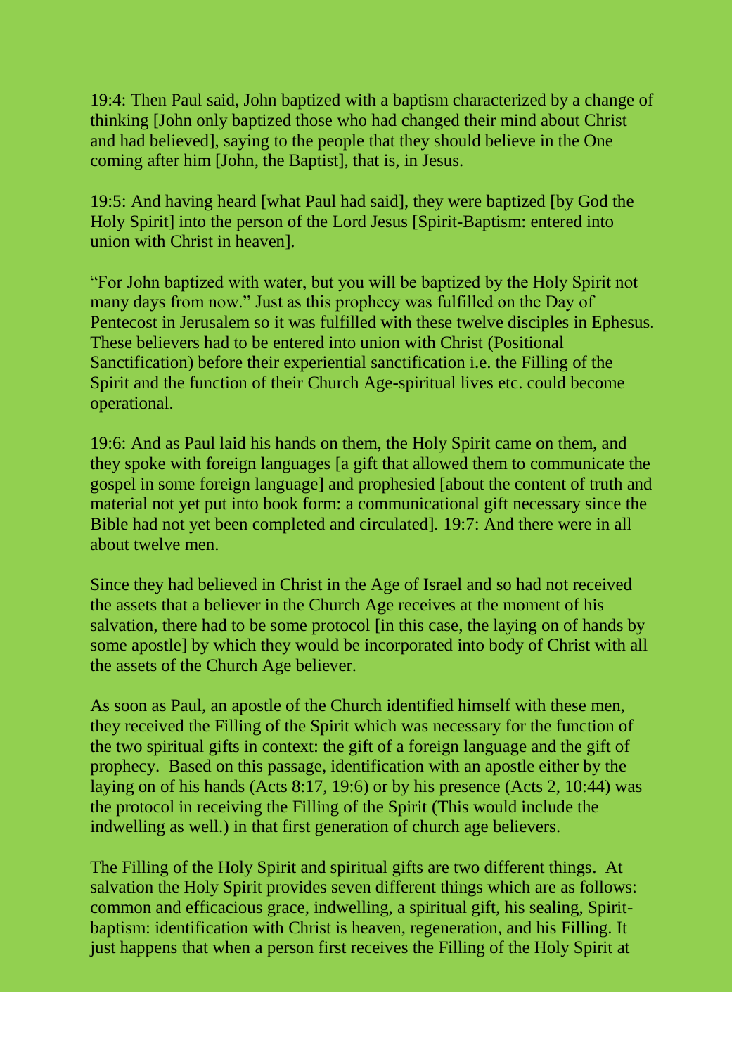19:4: Then Paul said, John baptized with a baptism characterized by a change of thinking [John only baptized those who had changed their mind about Christ and had believed], saying to the people that they should believe in the One coming after him [John, the Baptist], that is, in Jesus.

19:5: And having heard [what Paul had said], they were baptized [by God the Holy Spirit] into the person of the Lord Jesus [Spirit-Baptism: entered into union with Christ in heaven].

"For John baptized with water, but you will be baptized by the Holy Spirit not many days from now." Just as this prophecy was fulfilled on the Day of Pentecost in Jerusalem so it was fulfilled with these twelve disciples in Ephesus. These believers had to be entered into union with Christ (Positional Sanctification) before their experiential sanctification i.e. the Filling of the Spirit and the function of their Church Age-spiritual lives etc. could become operational.

19:6: And as Paul laid his hands on them, the Holy Spirit came on them, and they spoke with foreign languages [a gift that allowed them to communicate the gospel in some foreign language] and prophesied [about the content of truth and material not yet put into book form: a communicational gift necessary since the Bible had not yet been completed and circulated]. 19:7: And there were in all about twelve men.

Since they had believed in Christ in the Age of Israel and so had not received the assets that a believer in the Church Age receives at the moment of his salvation, there had to be some protocol [in this case, the laying on of hands by some apostle] by which they would be incorporated into body of Christ with all the assets of the Church Age believer.

As soon as Paul, an apostle of the Church identified himself with these men, they received the Filling of the Spirit which was necessary for the function of the two spiritual gifts in context: the gift of a foreign language and the gift of prophecy. Based on this passage, identification with an apostle either by the laying on of his hands (Acts 8:17, 19:6) or by his presence (Acts 2, 10:44) was the protocol in receiving the Filling of the Spirit (This would include the indwelling as well.) in that first generation of church age believers.

The Filling of the Holy Spirit and spiritual gifts are two different things. At salvation the Holy Spirit provides seven different things which are as follows: common and efficacious grace, indwelling, a spiritual gift, his sealing, Spirit-baptism: identification with Christ is heaven, regeneration, and his Filling. It just happens that when a person first receives the Filling of the Holy Spirit at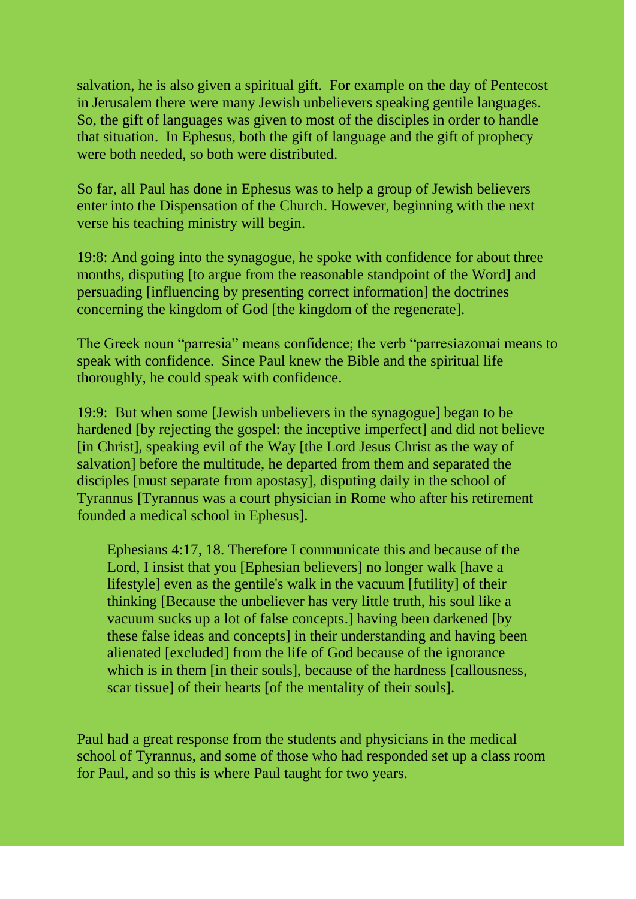salvation, he is also given a spiritual gift. For example on the day of Pentecost in Jerusalem there were many Jewish unbelievers speaking gentile languages. So, the gift of languages was given to most of the disciples in order to handle that situation. In Ephesus, both the gift of language and the gift of prophecy were both needed, so both were distributed.

So far, all Paul has done in Ephesus was to help a group of Jewish believers enter into the Dispensation of the Church. However, beginning with the next verse his teaching ministry will begin.

19:8: And going into the synagogue, he spoke with confidence for about three months, disputing [to argue from the reasonable standpoint of the Word] and persuading [influencing by presenting correct information] the doctrines concerning the kingdom of God [the kingdom of the regenerate].

The Greek noun "parresia" means confidence; the verb "parresiazomai means to speak with confidence. Since Paul knew the Bible and the spiritual life thoroughly, he could speak with confidence.

19:9: But when some [Jewish unbelievers in the synagogue] began to be hardened [by rejecting the gospel: the inceptive imperfect] and did not believe [in Christ], speaking evil of the Way [the Lord Jesus Christ as the way of salvation] before the multitude, he departed from them and separated the disciples [must separate from apostasy], disputing daily in the school of Tyrannus [Tyrannus was a court physician in Rome who after his retirement founded a medical school in Ephesus].

> Ephesians 4:17, 18. Therefore I communicate this and because of the Lord, I insist that you [Ephesian believers] no longer walk [have a lifestyle] even as the gentile's walk in the vacuum [futility] of their thinking [Because the unbeliever has very little truth, his soul like a vacuum sucks up a lot of false concepts.] having been darkened [by these false ideas and concepts] in their understanding and having been alienated [excluded] from the life of God because of the ignorance which is in them [in their souls], because of the hardness [callousness, scar tissue] of their hearts [of the mentality of their souls].

Paul had a great response from the students and physicians in the medical school of Tyrannus, and some of those who had responded set up a class room for Paul, and so this is where Paul taught for two years.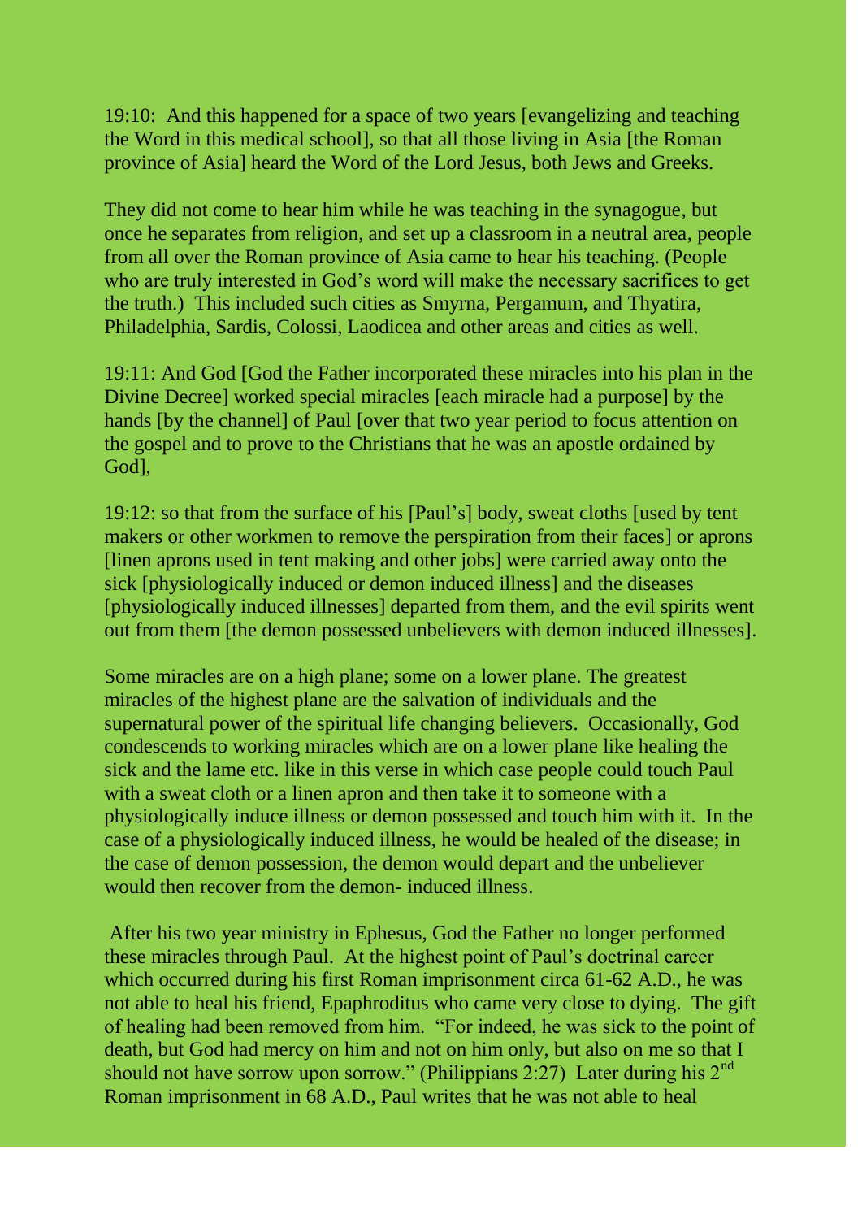19:10: And this happened for a space of two years [evangelizing and teaching the Word in this medical school], so that all those living in Asia [the Roman province of Asia] heard the Word of the Lord Jesus, both Jews and Greeks.

They did not come to hear him while he was teaching in the synagogue, but once he separates from religion, and set up a classroom in a neutral area, people from all over the Roman province of Asia came to hear his teaching. (People who are truly interested in God's word will make the necessary sacrifices to get the truth.) This included such cities as Smyrna, Pergamum, and Thyatira, Philadelphia, Sardis, Colossi, Laodicea and other areas and cities as well.

19:11: And God [God the Father incorporated these miracles into his plan in the Divine Decree] worked special miracles [each miracle had a purpose] by the hands [by the channel] of Paul [over that two year period to focus attention on the gospel and to prove to the Christians that he was an apostle ordained by God],

19:12: so that from the surface of his [Paul's] body, sweat cloths [used by tent makers or other workmen to remove the perspiration from their faces] or aprons [linen aprons used in tent making and other jobs] were carried away onto the sick [physiologically induced or demon induced illness] and the diseases [physiologically induced illnesses] departed from them, and the evil spirits went out from them [the demon possessed unbelievers with demon induced illnesses].

Some miracles are on a high plane; some on a lower plane. The greatest miracles of the highest plane are the salvation of individuals and the supernatural power of the spiritual life changing believers. Occasionally, God condescends to working miracles which are on a lower plane like healing the sick and the lame etc. like in this verse in which case people could touch Paul with a sweat cloth or a linen apron and then take it to someone with a physiologically induce illness or demon possessed and touch him with it. In the case of a physiologically induced illness, he would be healed of the disease; in the case of demon possession, the demon would depart and the unbeliever would then recover from the demon- induced illness.

After his two year ministry in Ephesus, God the Father no longer performed these miracles through Paul. At the highest point of Paul's doctrinal career which occurred during his first Roman imprisonment circa 61-62 A.D., he was not able to heal his friend, Epaphroditus who came very close to dying. The gift of healing had been removed from him. "For indeed, he was sick to the point of death, but God had mercy on him and not on him only, but also on me so that I should not have sorrow upon sorrow." (Philippians 2:27) Later during his 2nd Roman imprisonment in 68 A.D., Paul writes that he was not able to heal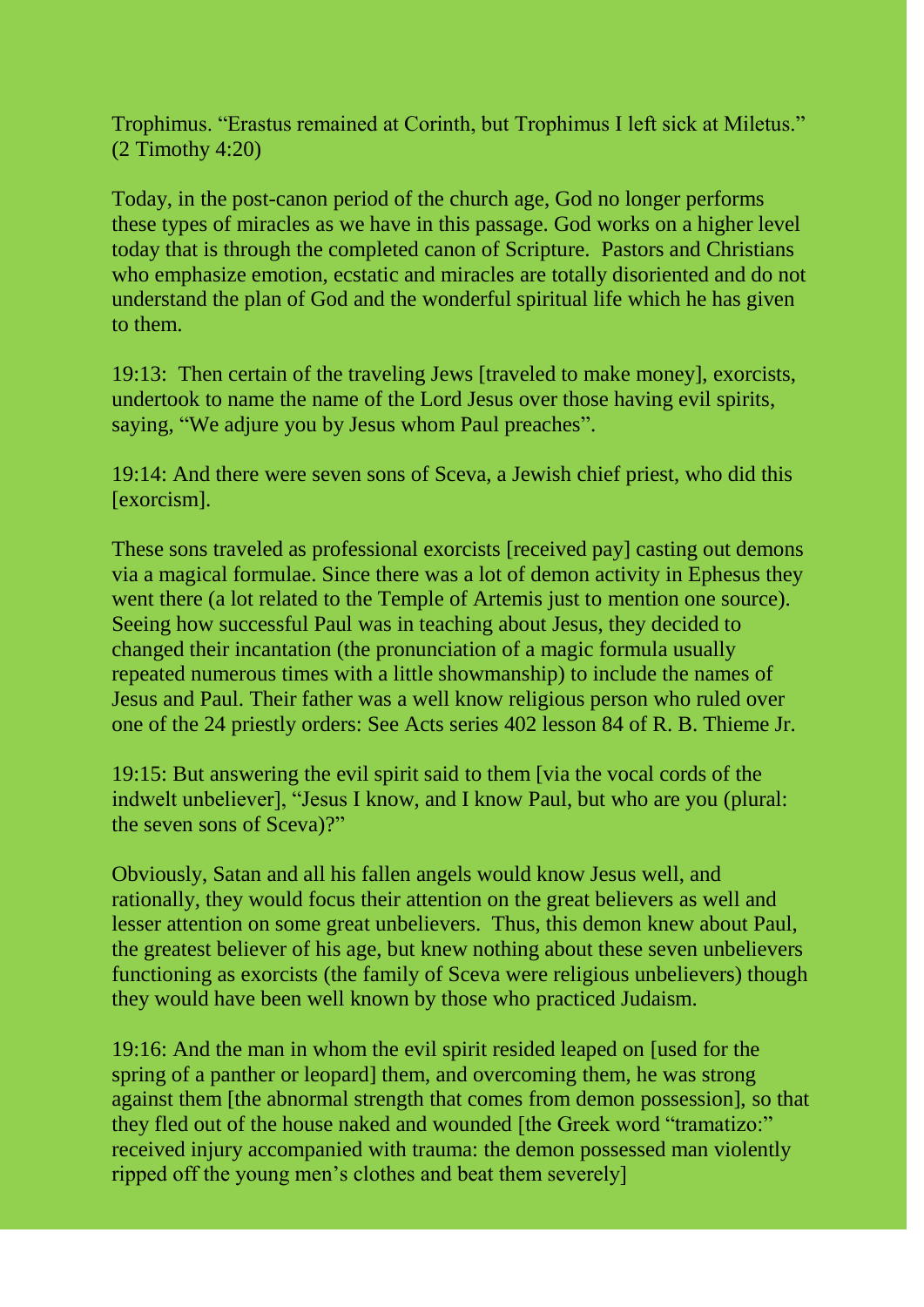Trophimus. "Erastus remained at Corinth, but Trophimus I left sick at Miletus." (2 Timothy 4:20)

Today, in the post-canon period of the church age, God no longer performs these types of miracles as we have in this passage. God works on a higher level today that is through the completed canon of Scripture. Pastors and Christians who emphasize emotion, ecstatic and miracles are totally disoriented and do not understand the plan of God and the wonderful spiritual life which he has given to them.

19:13: Then certain of the traveling Jews [traveled to make money], exorcists, undertook to name the name of the Lord Jesus over those having evil spirits, saying, "We adjure you by Jesus whom Paul preaches".

19:14: And there were seven sons of Sceva, a Jewish chief priest, who did this [exorcism].

These sons traveled as professional exorcists [received pay] casting out demons via a magical formulae. Since there was a lot of demon activity in Ephesus they went there (a lot related to the Temple of Artemis just to mention one source). Seeing how successful Paul was in teaching about Jesus, they decided to changed their incantation (the pronunciation of a magic formula usually repeated numerous times with a little showmanship) to include the names of Jesus and Paul. Their father was a well know religious person who ruled over one of the 24 priestly orders: See Acts series 402 lesson 84 of R. B. Thieme Jr.

19:15: But answering the evil spirit said to them [via the vocal cords of the indwelt unbeliever], "Jesus I know, and I know Paul, but who are you (plural: the seven sons of Sceva)?"

Obviously, Satan and all his fallen angels would know Jesus well, and rationally, they would focus their attention on the great believers as well and lesser attention on some great unbelievers. Thus, this demon knew about Paul, the greatest believer of his age, but knew nothing about these seven unbelievers functioning as exorcists (the family of Sceva were religious unbelievers) though they would have been well known by those who practiced Judaism.

19:16: And the man in whom the evil spirit resided leaped on [used for the spring of a panther or leopard] them, and overcoming them, he was strong against them [the abnormal strength that comes from demon possession], so that they fled out of the house naked and wounded [the Greek word "tramatizo:" received injury accompanied with trauma: the demon possessed man violently ripped off the young men's clothes and beat them severely]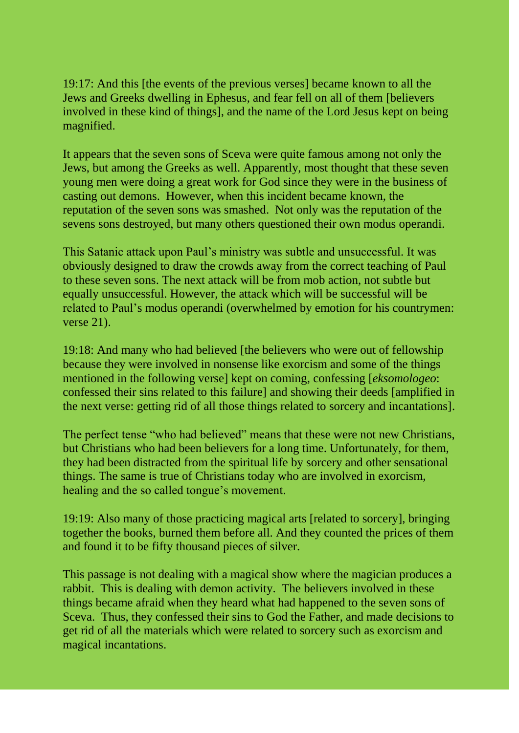19:17: And this [the events of the previous verses] became known to all the Jews and Greeks dwelling in Ephesus, and fear fell on all of them [believers involved in these kind of things], and the name of the Lord Jesus kept on being magnified.

It appears that the seven sons of Sceva were quite famous among not only the Jews, but among the Greeks as well. Apparently, most thought that these seven young men were doing a great work for God since they were in the business of casting out demons. However, when this incident became known, the reputation of the seven sons was smashed. Not only was the reputation of the sevens sons destroyed, but many others questioned their own modus operandi.

This Satanic attack upon Paul's ministry was subtle and unsuccessful. It was obviously designed to draw the crowds away from the correct teaching of Paul to these seven sons. The next attack will be from mob action, not subtle but equally unsuccessful. However, the attack which will be successful will be related to Paul's modus operandi (overwhelmed by emotion for his countrymen: verse 21).

19:18: And many who had believed [the believers who were out of fellowship because they were involved in nonsense like exorcism and some of the things mentioned in the following verse] kept on coming, confessing [*eksomologeo*: confessed their sins related to this failure] and showing their deeds [amplified in the next verse: getting rid of all those things related to sorcery and incantations].

The perfect tense "who had believed" means that these were not new Christians, but Christians who had been believers for a long time. Unfortunately, for them, they had been distracted from the spiritual life by sorcery and other sensational things. The same is true of Christians today who are involved in exorcism, healing and the so called tongue's movement.

19:19: Also many of those practicing magical arts [related to sorcery], bringing together the books, burned them before all. And they counted the prices of them and found it to be fifty thousand pieces of silver.

This passage is not dealing with a magical show where the magician produces a rabbit. This is dealing with demon activity. The believers involved in these things became afraid when they heard what had happened to the seven sons of Sceva. Thus, they confessed their sins to God the Father, and made decisions to get rid of all the materials which were related to sorcery such as exorcism and magical incantations.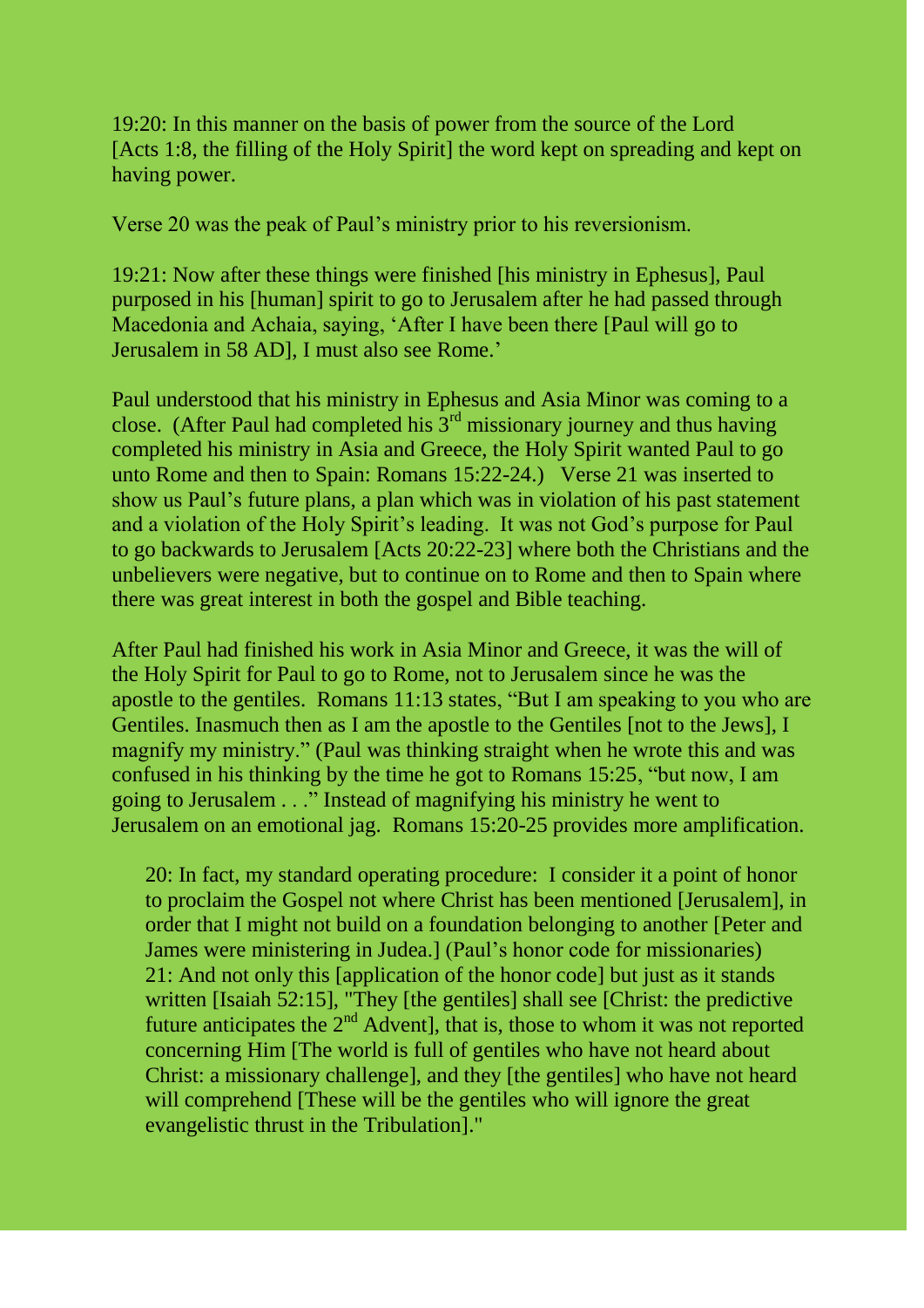19:20: In this manner on the basis of power from the source of the Lord [Acts 1:8, the filling of the Holy Spirit] the word kept on spreading and kept on having power.

Verse 20 was the peak of Paul's ministry prior to his reversionism.

19:21: Now after these things were finished [his ministry in Ephesus], Paul purposed in his [human] spirit to go to Jerusalem after he had passed through Macedonia and Achaia, saying, 'After I have been there [Paul will go to Jerusalem in 58 AD], I must also see Rome.'

Paul understood that his ministry in Ephesus and Asia Minor was coming to a close. (After Paul had completed his 3rd missionary journey and thus having completed his ministry in Asia and Greece, the Holy Spirit wanted Paul to go unto Rome and then to Spain: Romans 15:22-24.) Verse 21 was inserted to show us Paul's future plans, a plan which was in violation of his past statement and a violation of the Holy Spirit's leading. It was not God's purpose for Paul to go backwards to Jerusalem [Acts 20:22-23] where both the Christians and the unbelievers were negative, but to continue on to Rome and then to Spain where there was great interest in both the gospel and Bible teaching.

After Paul had finished his work in Asia Minor and Greece, it was the will of the Holy Spirit for Paul to go to Rome, not to Jerusalem since he was the apostle to the gentiles. Romans 11:13 states, "But I am speaking to you who are Gentiles. Inasmuch then as I am the apostle to the Gentiles [not to the Jews], I magnify my ministry." (Paul was thinking straight when he wrote this and was confused in his thinking by the time he got to Romans 15:25, "but now, I am going to Jerusalem . . ." Instead of magnifying his ministry he went to Jerusalem on an emotional jag. Romans 15:20-25 provides more amplification.

> 20: In fact, my standard operating procedure: I consider it a point of honor to proclaim the Gospel not where Christ has been mentioned [Jerusalem], in order that I might not build on a foundation belonging to another [Peter and James were ministering in Judea.] (Paul's honor code for missionaries)
> 21: And not only this [application of the honor code] but just as it stands written [Isaiah 52:15], "They [the gentiles] shall see [Christ: the predictive future anticipates the 2nd Advent], that is, those to whom it was not reported concerning Him [The world is full of gentiles who have not heard about Christ: a missionary challenge], and they [the gentiles] who have not heard will comprehend [These will be the gentiles who will ignore the great evangelistic thrust in the Tribulation]."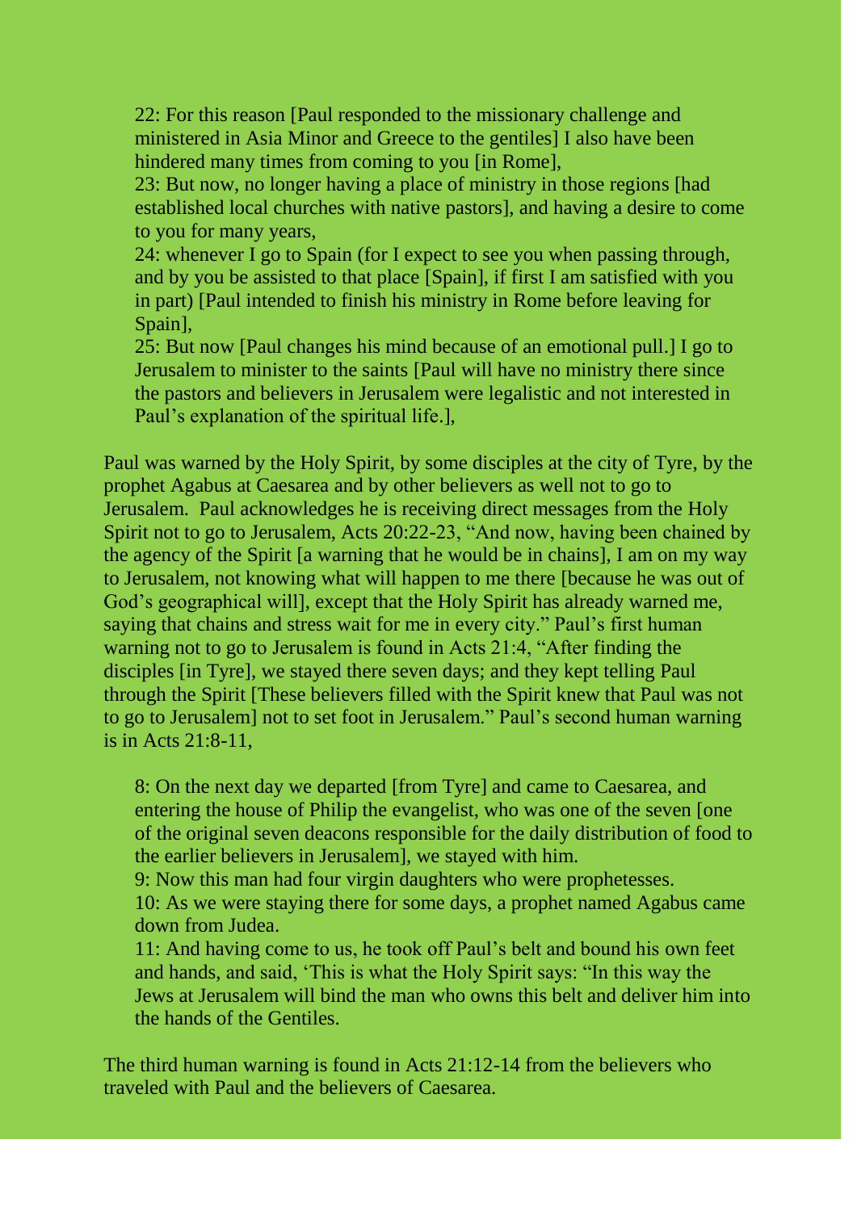> 22: For this reason [Paul responded to the missionary challenge and ministered in Asia Minor and Greece to the gentiles] I also have been hindered many times from coming to you [in Rome],
> 23: But now, no longer having a place of ministry in those regions [had established local churches with native pastors], and having a desire to come to you for many years,
> 24: whenever I go to Spain (for I expect to see you when passing through, and by you be assisted to that place [Spain], if first I am satisfied with you in part) [Paul intended to finish his ministry in Rome before leaving for Spain],
> 25: But now [Paul changes his mind because of an emotional pull.] I go to Jerusalem to minister to the saints [Paul will have no ministry there since the pastors and believers in Jerusalem were legalistic and not interested in Paul's explanation of the spiritual life.],

Paul was warned by the Holy Spirit, by some disciples at the city of Tyre, by the prophet Agabus at Caesarea and by other believers as well not to go to Jerusalem. Paul acknowledges he is receiving direct messages from the Holy Spirit not to go to Jerusalem, Acts 20:22-23, "And now, having been chained by the agency of the Spirit [a warning that he would be in chains], I am on my way to Jerusalem, not knowing what will happen to me there [because he was out of God's geographical will], except that the Holy Spirit has already warned me, saying that chains and stress wait for me in every city." Paul's first human warning not to go to Jerusalem is found in Acts 21:4, "After finding the disciples [in Tyre], we stayed there seven days; and they kept telling Paul through the Spirit [These believers filled with the Spirit knew that Paul was not to go to Jerusalem] not to set foot in Jerusalem." Paul's second human warning is in Acts 21:8-11,

> 8: On the next day we departed [from Tyre] and came to Caesarea, and entering the house of Philip the evangelist, who was one of the seven [one of the original seven deacons responsible for the daily distribution of food to the earlier believers in Jerusalem], we stayed with him.
> 9: Now this man had four virgin daughters who were prophetesses.
> 10: As we were staying there for some days, a prophet named Agabus came down from Judea.
> 11: And having come to us, he took off Paul's belt and bound his own feet and hands, and said, 'This is what the Holy Spirit says: "In this way the Jews at Jerusalem will bind the man who owns this belt and deliver him into the hands of the Gentiles.

The third human warning is found in Acts 21:12-14 from the believers who traveled with Paul and the believers of Caesarea.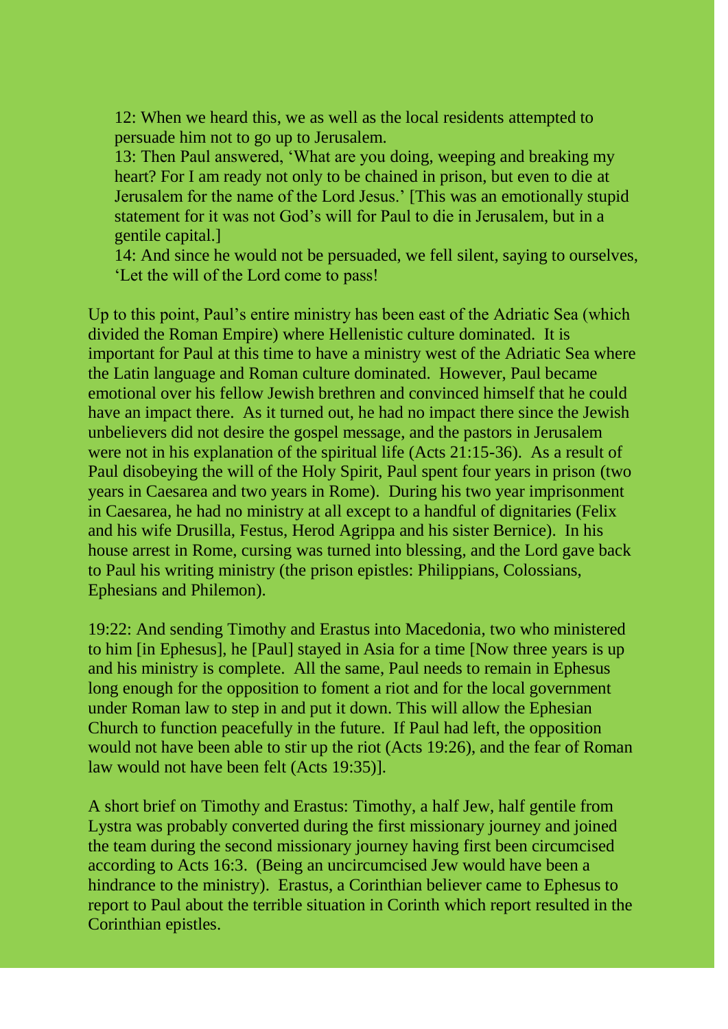12: When we heard this, we as well as the local residents attempted to persuade him not to go up to Jerusalem.
13: Then Paul answered, 'What are you doing, weeping and breaking my heart? For I am ready not only to be chained in prison, but even to die at Jerusalem for the name of the Lord Jesus.' [This was an emotionally stupid statement for it was not God's will for Paul to die in Jerusalem, but in a gentile capital.]
14: And since he would not be persuaded, we fell silent, saying to ourselves, 'Let the will of the Lord come to pass!

Up to this point, Paul's entire ministry has been east of the Adriatic Sea (which divided the Roman Empire) where Hellenistic culture dominated. It is important for Paul at this time to have a ministry west of the Adriatic Sea where the Latin language and Roman culture dominated. However, Paul became emotional over his fellow Jewish brethren and convinced himself that he could have an impact there. As it turned out, he had no impact there since the Jewish unbelievers did not desire the gospel message, and the pastors in Jerusalem were not in his explanation of the spiritual life (Acts 21:15-36). As a result of Paul disobeying the will of the Holy Spirit, Paul spent four years in prison (two years in Caesarea and two years in Rome). During his two year imprisonment in Caesarea, he had no ministry at all except to a handful of dignitaries (Felix and his wife Drusilla, Festus, Herod Agrippa and his sister Bernice). In his house arrest in Rome, cursing was turned into blessing, and the Lord gave back to Paul his writing ministry (the prison epistles: Philippians, Colossians, Ephesians and Philemon).

19:22: And sending Timothy and Erastus into Macedonia, two who ministered to him [in Ephesus], he [Paul] stayed in Asia for a time [Now three years is up and his ministry is complete. All the same, Paul needs to remain in Ephesus long enough for the opposition to foment a riot and for the local government under Roman law to step in and put it down. This will allow the Ephesian Church to function peacefully in the future. If Paul had left, the opposition would not have been able to stir up the riot (Acts 19:26), and the fear of Roman law would not have been felt (Acts 19:35)].

A short brief on Timothy and Erastus: Timothy, a half Jew, half gentile from Lystra was probably converted during the first missionary journey and joined the team during the second missionary journey having first been circumcised according to Acts 16:3. (Being an uncircumcised Jew would have been a hindrance to the ministry). Erastus, a Corinthian believer came to Ephesus to report to Paul about the terrible situation in Corinth which report resulted in the Corinthian epistles.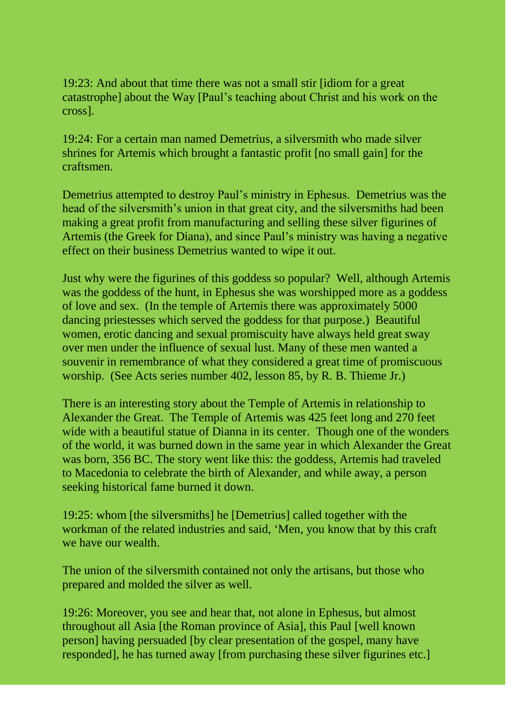19:23: And about that time there was not a small stir [idiom for a great catastrophe] about the Way [Paul's teaching about Christ and his work on the cross].

19:24: For a certain man named Demetrius, a silversmith who made silver shrines for Artemis which brought a fantastic profit [no small gain] for the craftsmen.

Demetrius attempted to destroy Paul's ministry in Ephesus. Demetrius was the head of the silversmith's union in that great city, and the silversmiths had been making a great profit from manufacturing and selling these silver figurines of Artemis (the Greek for Diana), and since Paul's ministry was having a negative effect on their business Demetrius wanted to wipe it out.

Just why were the figurines of this goddess so popular? Well, although Artemis was the goddess of the hunt, in Ephesus she was worshipped more as a goddess of love and sex. (In the temple of Artemis there was approximately 5000 dancing priestesses which served the goddess for that purpose.) Beautiful women, erotic dancing and sexual promiscuity have always held great sway over men under the influence of sexual lust. Many of these men wanted a souvenir in remembrance of what they considered a great time of promiscuous worship. (See Acts series number 402, lesson 85, by R. B. Thieme Jr.)

There is an interesting story about the Temple of Artemis in relationship to Alexander the Great. The Temple of Artemis was 425 feet long and 270 feet wide with a beautiful statue of Dianna in its center. Though one of the wonders of the world, it was burned down in the same year in which Alexander the Great was born, 356 BC. The story went like this: the goddess, Artemis had traveled to Macedonia to celebrate the birth of Alexander, and while away, a person seeking historical fame burned it down.

19:25: whom [the silversmiths] he [Demetrius] called together with the workman of the related industries and said, 'Men, you know that by this craft we have our wealth.

The union of the silversmith contained not only the artisans, but those who prepared and molded the silver as well.

19:26: Moreover, you see and hear that, not alone in Ephesus, but almost throughout all Asia [the Roman province of Asia], this Paul [well known person] having persuaded [by clear presentation of the gospel, many have responded], he has turned away [from purchasing these silver figurines etc.]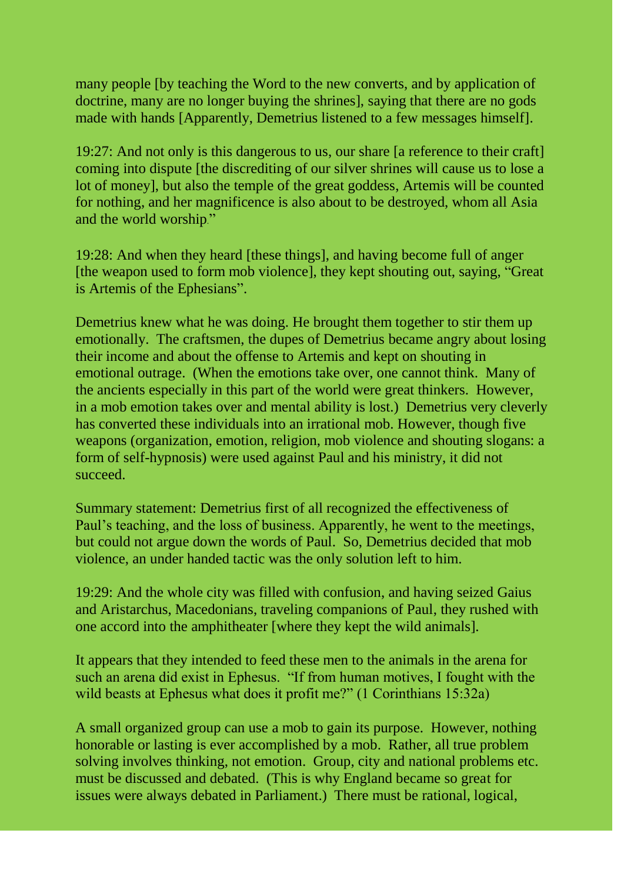many people [by teaching the Word to the new converts, and by application of doctrine, many are no longer buying the shrines], saying that there are no gods made with hands [Apparently, Demetrius listened to a few messages himself].

19:27: And not only is this dangerous to us, our share [a reference to their craft] coming into dispute [the discrediting of our silver shrines will cause us to lose a lot of money], but also the temple of the great goddess, Artemis will be counted for nothing, and her magnificence is also about to be destroyed, whom all Asia and the world worship."

19:28: And when they heard [these things], and having become full of anger [the weapon used to form mob violence], they kept shouting out, saying, "Great is Artemis of the Ephesians".

Demetrius knew what he was doing. He brought them together to stir them up emotionally. The craftsmen, the dupes of Demetrius became angry about losing their income and about the offense to Artemis and kept on shouting in emotional outrage. (When the emotions take over, one cannot think. Many of the ancients especially in this part of the world were great thinkers. However, in a mob emotion takes over and mental ability is lost.) Demetrius very cleverly has converted these individuals into an irrational mob. However, though five weapons (organization, emotion, religion, mob violence and shouting slogans: a form of self-hypnosis) were used against Paul and his ministry, it did not succeed.

Summary statement: Demetrius first of all recognized the effectiveness of Paul's teaching, and the loss of business. Apparently, he went to the meetings, but could not argue down the words of Paul. So, Demetrius decided that mob violence, an under handed tactic was the only solution left to him.

19:29: And the whole city was filled with confusion, and having seized Gaius and Aristarchus, Macedonians, traveling companions of Paul, they rushed with one accord into the amphitheater [where they kept the wild animals].

It appears that they intended to feed these men to the animals in the arena for such an arena did exist in Ephesus. "If from human motives, I fought with the wild beasts at Ephesus what does it profit me?" (1 Corinthians 15:32a)

A small organized group can use a mob to gain its purpose. However, nothing honorable or lasting is ever accomplished by a mob. Rather, all true problem solving involves thinking, not emotion. Group, city and national problems etc. must be discussed and debated. (This is why England became so great for issues were always debated in Parliament.) There must be rational, logical,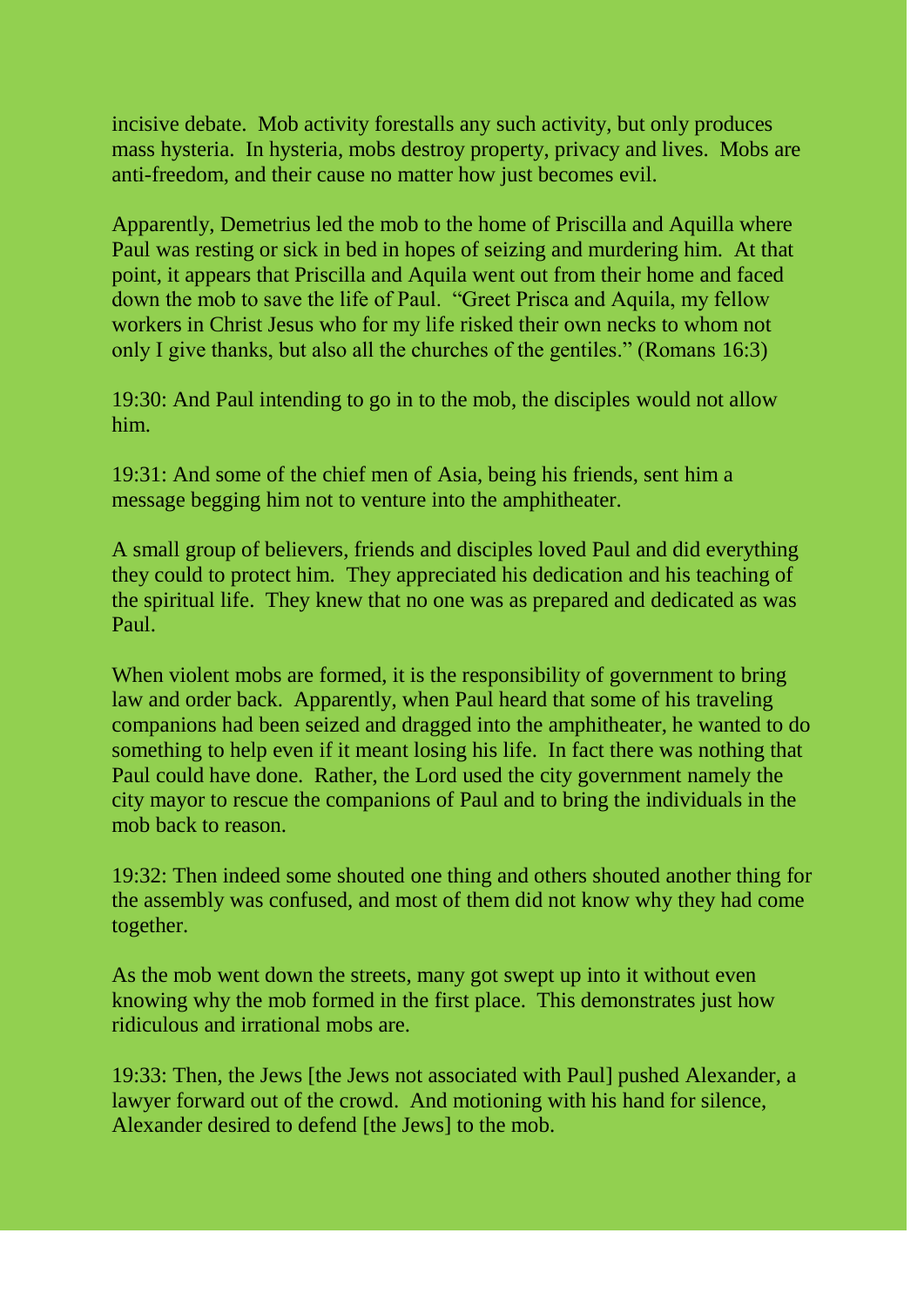incisive debate. Mob activity forestalls any such activity, but only produces mass hysteria. In hysteria, mobs destroy property, privacy and lives. Mobs are anti-freedom, and their cause no matter how just becomes evil.

Apparently, Demetrius led the mob to the home of Priscilla and Aquilla where Paul was resting or sick in bed in hopes of seizing and murdering him. At that point, it appears that Priscilla and Aquila went out from their home and faced down the mob to save the life of Paul. "Greet Prisca and Aquila, my fellow workers in Christ Jesus who for my life risked their own necks to whom not only I give thanks, but also all the churches of the gentiles." (Romans 16:3)

19:30: And Paul intending to go in to the mob, the disciples would not allow him.

19:31: And some of the chief men of Asia, being his friends, sent him a message begging him not to venture into the amphitheater.

A small group of believers, friends and disciples loved Paul and did everything they could to protect him. They appreciated his dedication and his teaching of the spiritual life. They knew that no one was as prepared and dedicated as was Paul.

When violent mobs are formed, it is the responsibility of government to bring law and order back. Apparently, when Paul heard that some of his traveling companions had been seized and dragged into the amphitheater, he wanted to do something to help even if it meant losing his life. In fact there was nothing that Paul could have done. Rather, the Lord used the city government namely the city mayor to rescue the companions of Paul and to bring the individuals in the mob back to reason.

19:32: Then indeed some shouted one thing and others shouted another thing for the assembly was confused, and most of them did not know why they had come together.

As the mob went down the streets, many got swept up into it without even knowing why the mob formed in the first place. This demonstrates just how ridiculous and irrational mobs are.

19:33: Then, the Jews [the Jews not associated with Paul] pushed Alexander, a lawyer forward out of the crowd. And motioning with his hand for silence, Alexander desired to defend [the Jews] to the mob.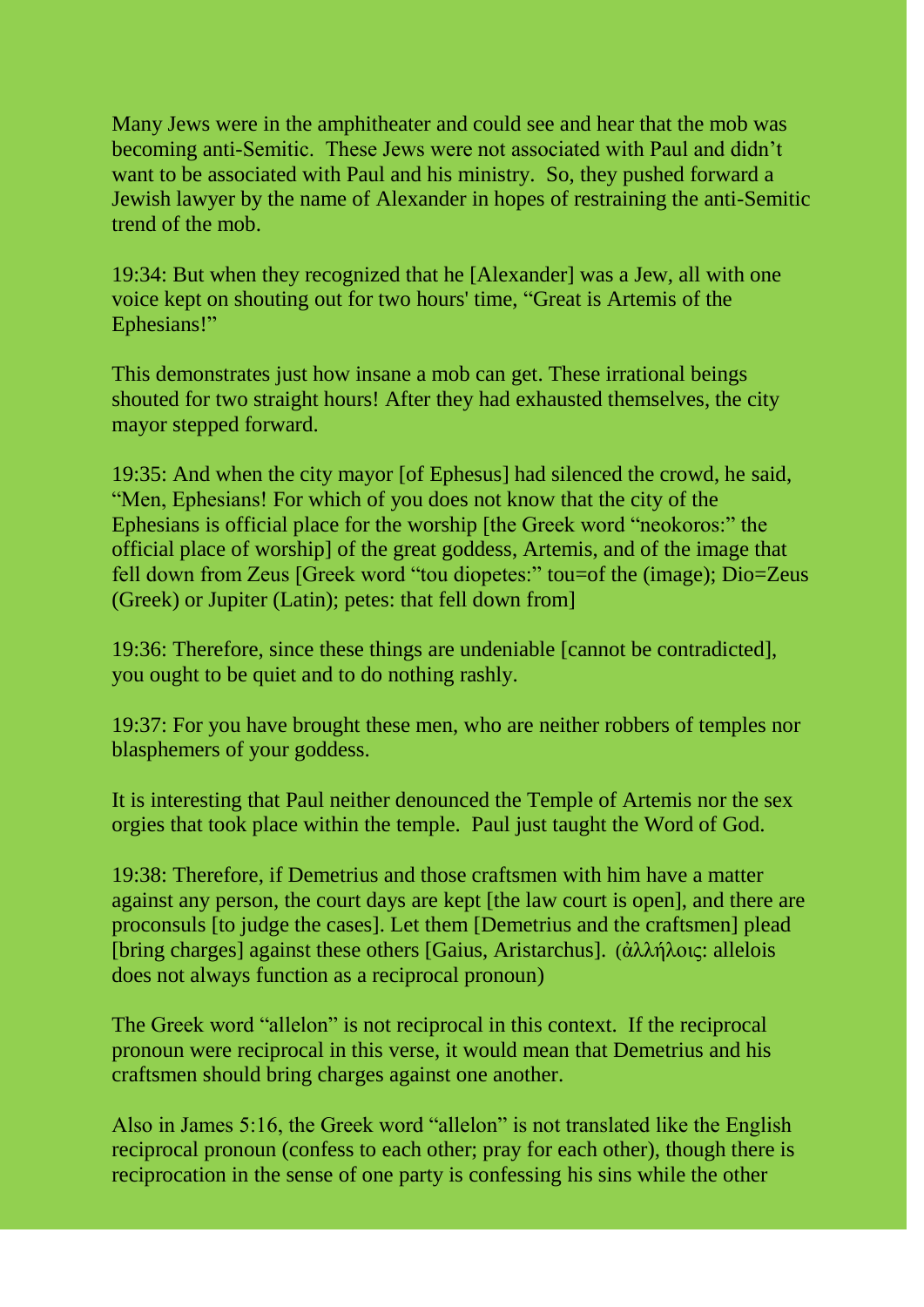Many Jews were in the amphitheater and could see and hear that the mob was becoming anti-Semitic. These Jews were not associated with Paul and didn't want to be associated with Paul and his ministry. So, they pushed forward a Jewish lawyer by the name of Alexander in hopes of restraining the anti-Semitic trend of the mob.

19:34: But when they recognized that he [Alexander] was a Jew, all with one voice kept on shouting out for two hours' time, "Great is Artemis of the Ephesians!"

This demonstrates just how insane a mob can get. These irrational beings shouted for two straight hours! After they had exhausted themselves, the city mayor stepped forward.

19:35: And when the city mayor [of Ephesus] had silenced the crowd, he said, "Men, Ephesians! For which of you does not know that the city of the Ephesians is official place for the worship [the Greek word "neokoros:" the official place of worship] of the great goddess, Artemis, and of the image that fell down from Zeus [Greek word "tou diopetes:" tou=of the (image); Dio=Zeus (Greek) or Jupiter (Latin); petes: that fell down from]

19:36: Therefore, since these things are undeniable [cannot be contradicted], you ought to be quiet and to do nothing rashly.

19:37: For you have brought these men, who are neither robbers of temples nor blasphemers of your goddess.

It is interesting that Paul neither denounced the Temple of Artemis nor the sex orgies that took place within the temple. Paul just taught the Word of God.

19:38: Therefore, if Demetrius and those craftsmen with him have a matter against any person, the court days are kept [the law court is open], and there are proconsuls [to judge the cases]. Let them [Demetrius and the craftsmen] plead [bring charges] against these others [Gaius, Aristarchus]. (ἀλλήλοις: allelois does not always function as a reciprocal pronoun)

The Greek word "allelon" is not reciprocal in this context. If the reciprocal pronoun were reciprocal in this verse, it would mean that Demetrius and his craftsmen should bring charges against one another.

Also in James 5:16, the Greek word "allelon" is not translated like the English reciprocal pronoun (confess to each other; pray for each other), though there is reciprocation in the sense of one party is confessing his sins while the other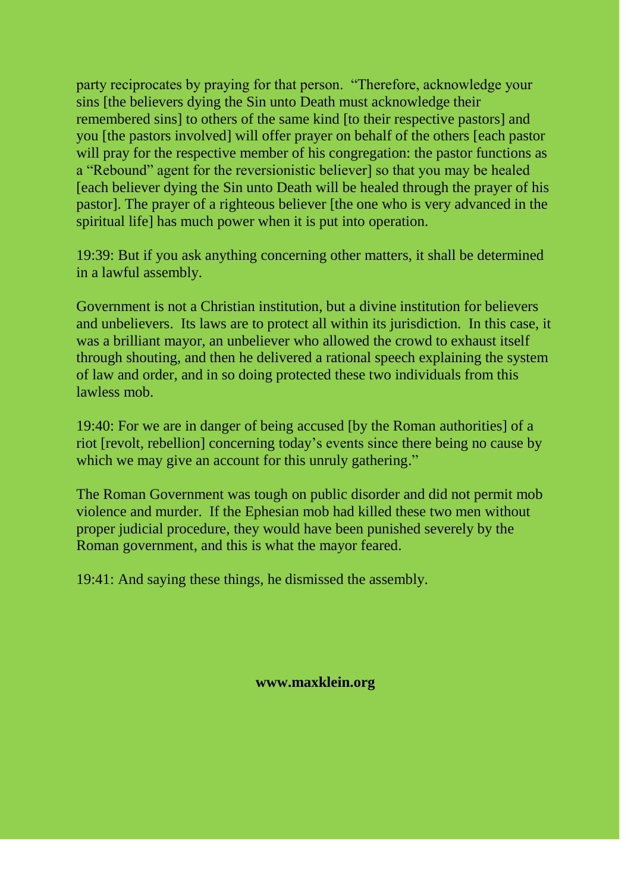party reciprocates by praying for that person. "Therefore, acknowledge your sins [the believers dying the Sin unto Death must acknowledge their remembered sins] to others of the same kind [to their respective pastors] and you [the pastors involved] will offer prayer on behalf of the others [each pastor will pray for the respective member of his congregation: the pastor functions as a "Rebound" agent for the reversionistic believer] so that you may be healed [each believer dying the Sin unto Death will be healed through the prayer of his pastor]. The prayer of a righteous believer [the one who is very advanced in the spiritual life] has much power when it is put into operation.

19:39: But if you ask anything concerning other matters, it shall be determined in a lawful assembly.

Government is not a Christian institution, but a divine institution for believers and unbelievers. Its laws are to protect all within its jurisdiction. In this case, it was a brilliant mayor, an unbeliever who allowed the crowd to exhaust itself through shouting, and then he delivered a rational speech explaining the system of law and order, and in so doing protected these two individuals from this lawless mob.

19:40: For we are in danger of being accused [by the Roman authorities] of a riot [revolt, rebellion] concerning today's events since there being no cause by which we may give an account for this unruly gathering."

The Roman Government was tough on public disorder and did not permit mob violence and murder. If the Ephesian mob had killed these two men without proper judicial procedure, they would have been punished severely by the Roman government, and this is what the mayor feared.

19:41: And saying these things, he dismissed the assembly.

**www.maxklein.org**